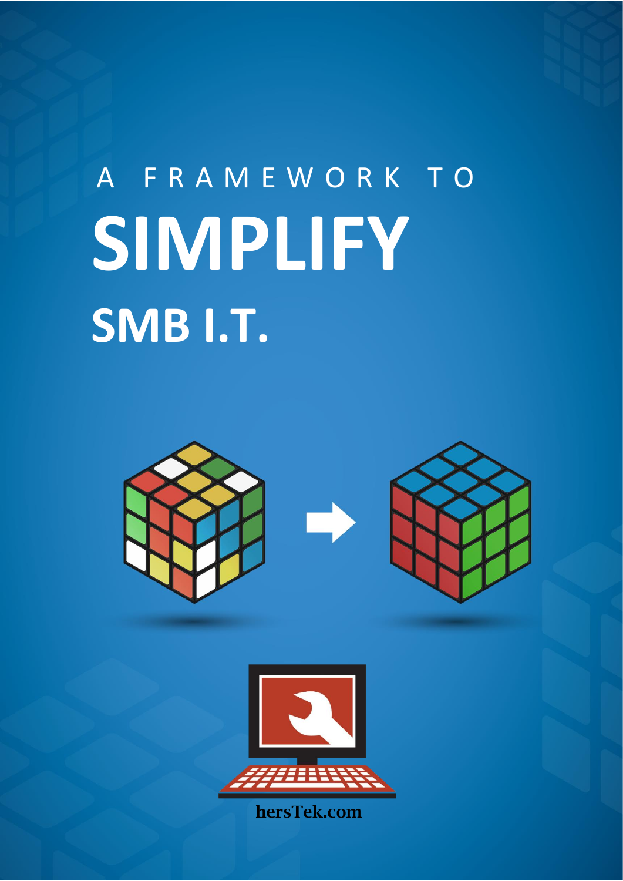A FRAMEWORK TO

# SIMPLIFY

## SMB I.T.

hersTek.com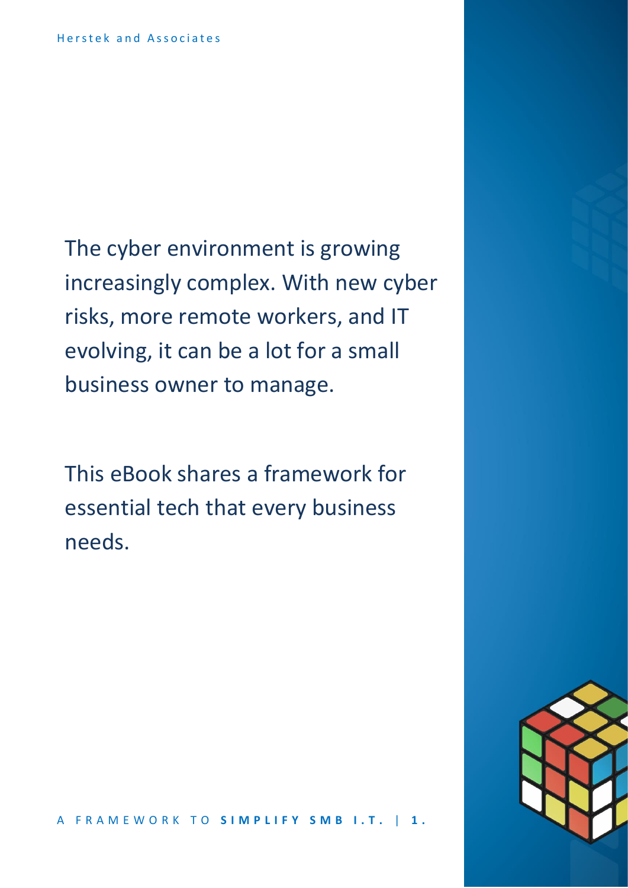The cyber environment is growing increasingly complex. With new cyber risks, more remote workers, and IT evolving, it can be a lot for a small business owner to manage.

This eBook shares a framework for essential tech that every business needs.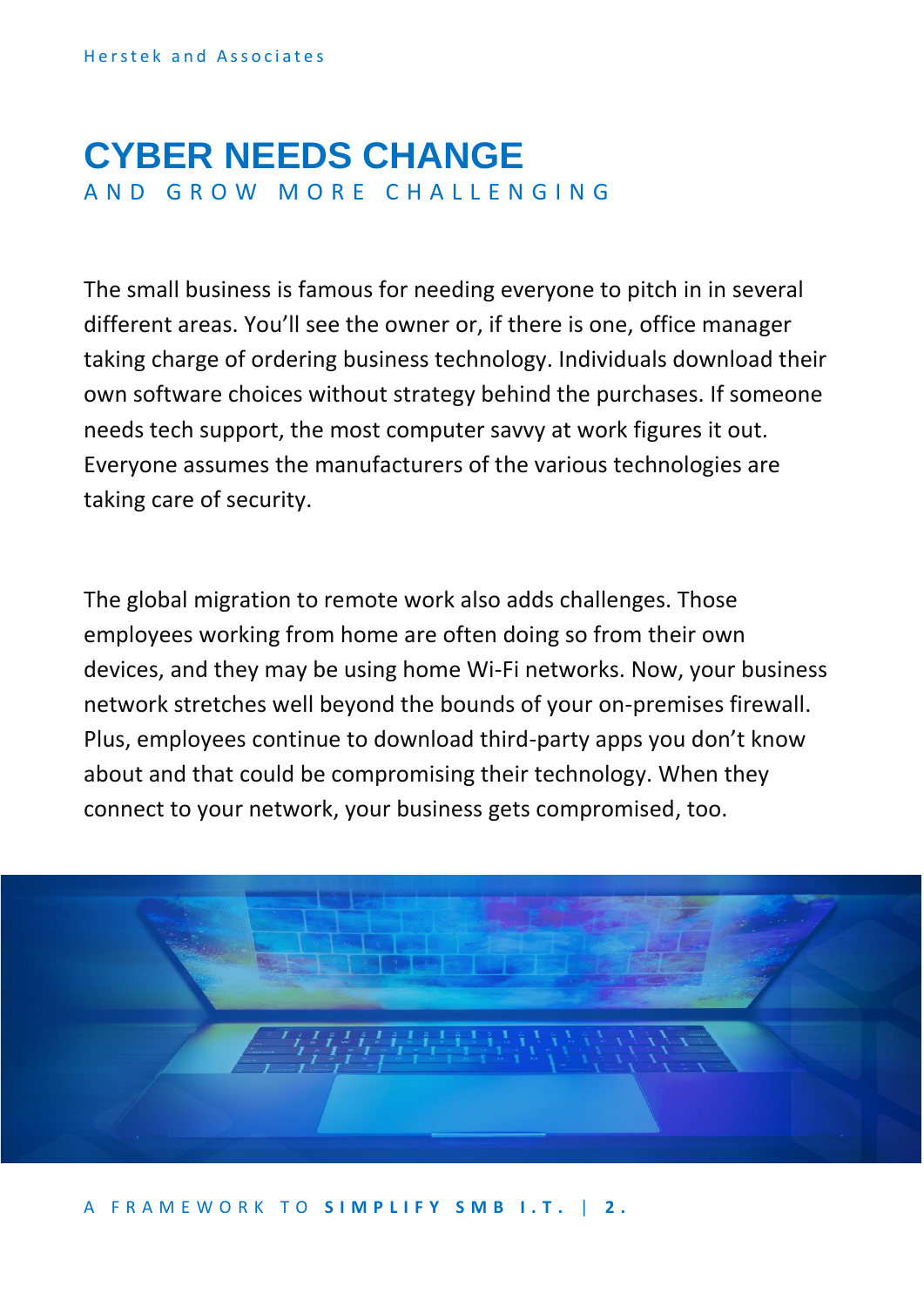# CYBER NEEDS CHANGE

## AND GROW MORE CHALLENGING

The small business is famous for needing everyone to pitch in in several different areas. You'll see the owner or, if there is one, office manager taking charge of ordering business technology. Individuals download their own software choices without strategy behind the purchases. If someone needs tech support, the most computer savvy at work figures it out. Everyone assumes the manufacturers of the various technologies are taking care of security.

The global migration to remote work also adds challenges. Those employees working from home are often doing so from their own devices, and they may be using home Wi-Fi networks. Now, your business network stretches well beyond the bounds of your on-premises firewall. Plus, employees continue to download third-party apps you don't know about and that could be compromising their technology. When they connect to your network, your business gets compromised, too.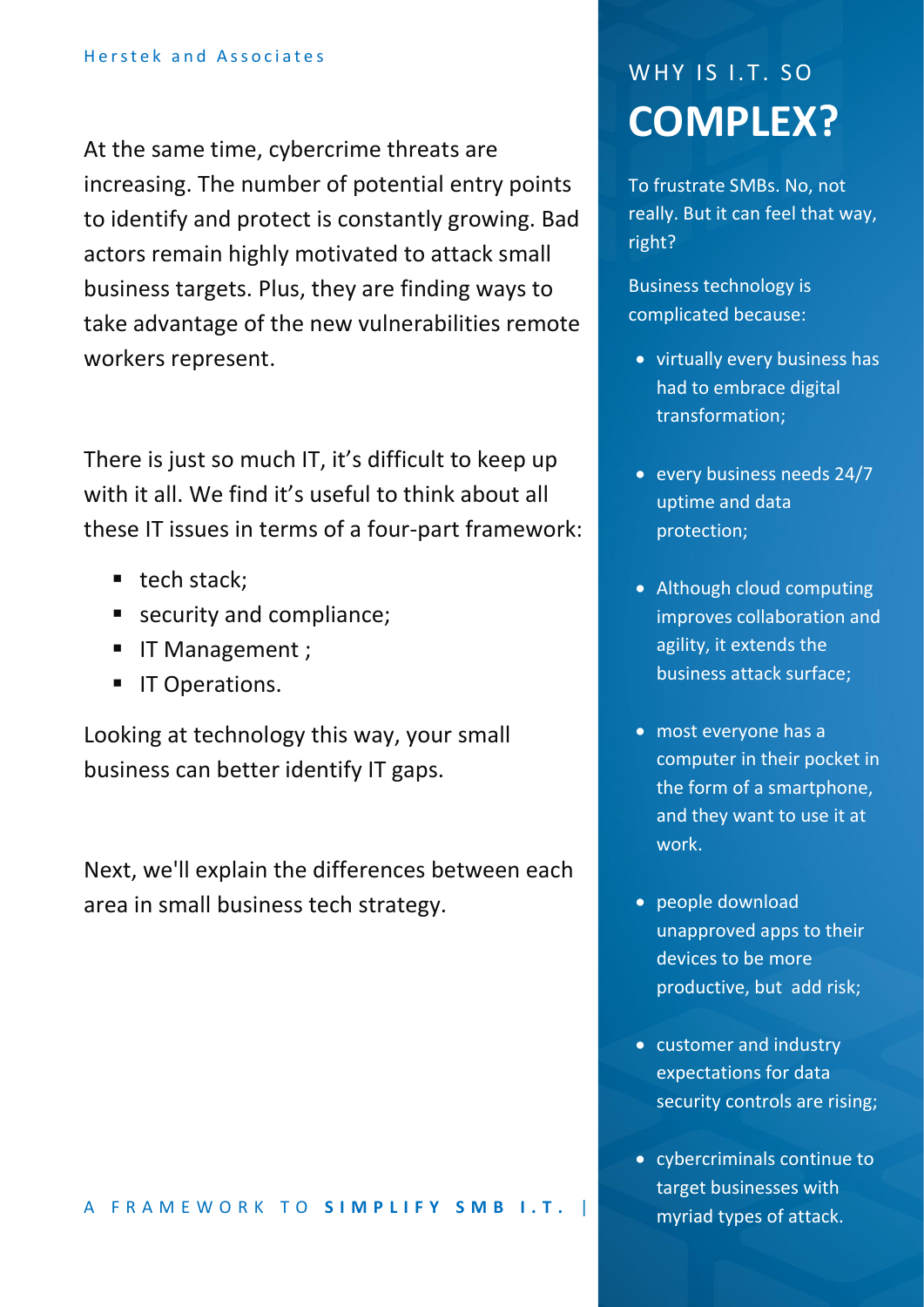At the same time, cybercrime threats are increasing. The number of potential entry points to identify and protect is constantly growing. Bad actors remain highly motivated to attack small business targets. Plus, they are finding ways to take advantage of the new vulnerabilities remote workers represent.

There is just so much IT, it's difficult to keep up with it all. We find it's useful to think about all these IT issues in terms of a four-part framework:

- tech stack;
- security and compliance;
- IT Management ;
- IT Operations.

Looking at technology this way, your small business can better identify IT gaps.

Next, we'll explain the differences between each area in small business tech strategy.

## WHY IS I.T. SO **COMPLEX?**

To frustrate SMBs. No, not really. But it can feel that way, right?

Business technology is complicated because:

- virtually every business has had to embrace digital transformation;
- every business needs 24/7 uptime and data protection;
- Although cloud computing improves collaboration and agility, it extends the business attack surface;
- most everyone has a computer in their pocket in the form of a smartphone, and they want to use it at work.
- people download unapproved apps to their devices to be more productive, but add risk;
- customer and industry expectations for data security controls are rising;
- cybercriminals continue to target businesses with myriad types of attack.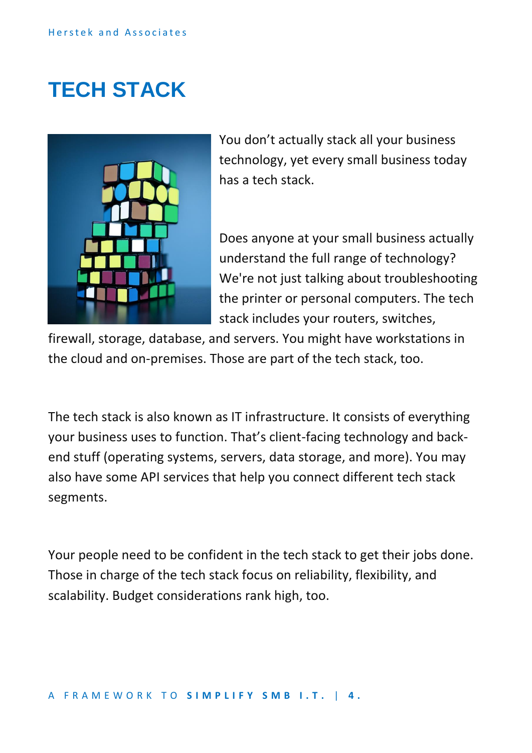# TECH STACK

You don't actually stack all your business technology, yet every small business today has a tech stack.

Does anyone at your small business actually understand the full range of technology? We're not just talking about troubleshooting the printer or personal computers. The tech stack includes your routers, switches, firewall, storage, database, and servers. You might have workstations in the cloud and on-premises. Those are part of the tech stack, too.

The tech stack is also known as IT infrastructure. It consists of everything your business uses to function. That's client-facing technology and back-end stuff (operating systems, servers, data storage, and more). You may also have some API services that help you connect different tech stack segments.

Your people need to be confident in the tech stack to get their jobs done. Those in charge of the tech stack focus on reliability, flexibility, and scalability. Budget considerations rank high, too.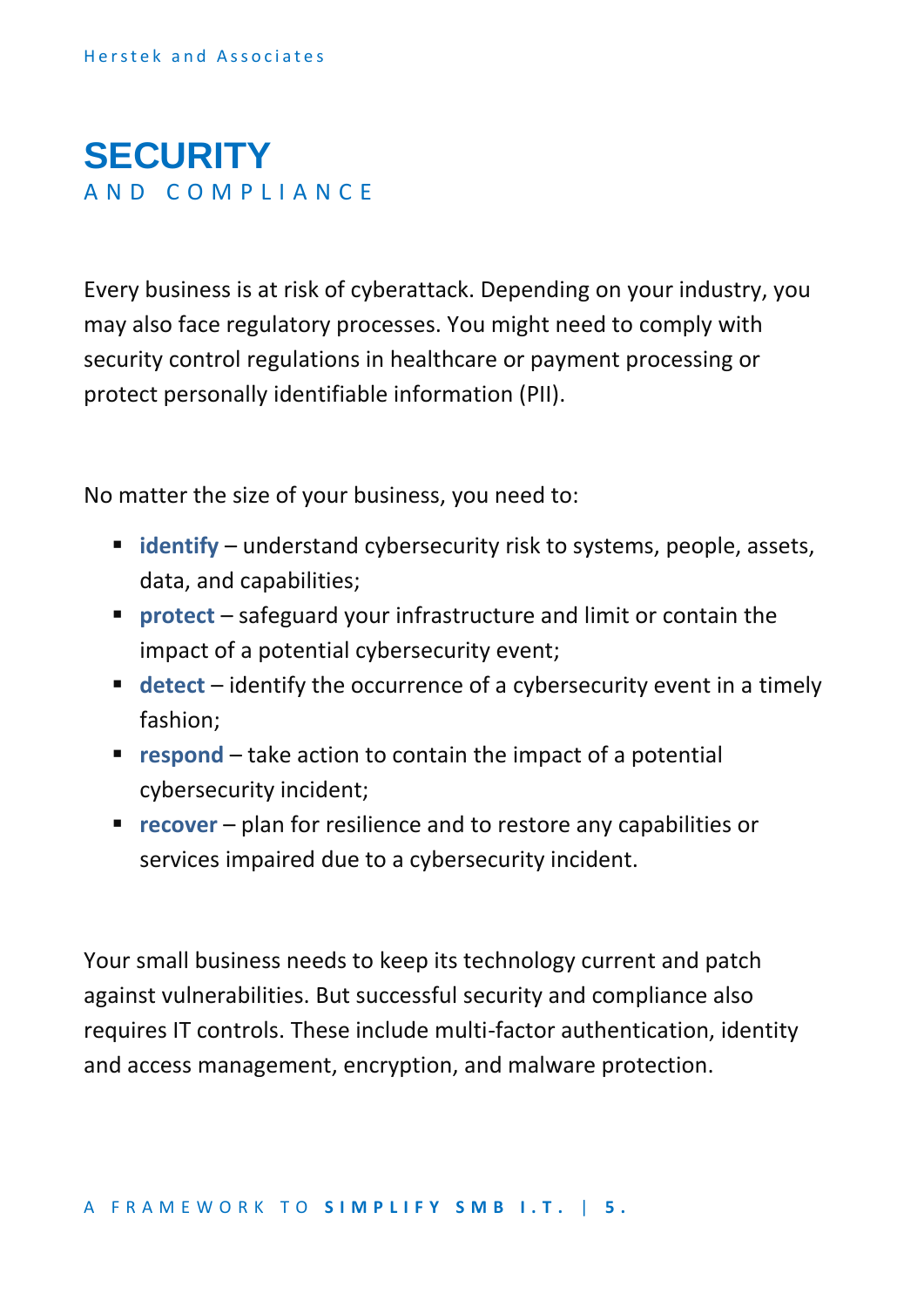# SECURITY
## AND COMPLIANCE

Every business is at risk of cyberattack. Depending on your industry, you may also face regulatory processes. You might need to comply with security control regulations in healthcare or payment processing or protect personally identifiable information (PII).

No matter the size of your business, you need to:

- **identify** – understand cybersecurity risk to systems, people, assets, data, and capabilities;
- **protect** – safeguard your infrastructure and limit or contain the impact of a potential cybersecurity event;
- **detect** – identify the occurrence of a cybersecurity event in a timely fashion;
- **respond** – take action to contain the impact of a potential cybersecurity incident;
- **recover** – plan for resilience and to restore any capabilities or services impaired due to a cybersecurity incident.

Your small business needs to keep its technology current and patch against vulnerabilities. But successful security and compliance also requires IT controls. These include multi-factor authentication, identity and access management, encryption, and malware protection.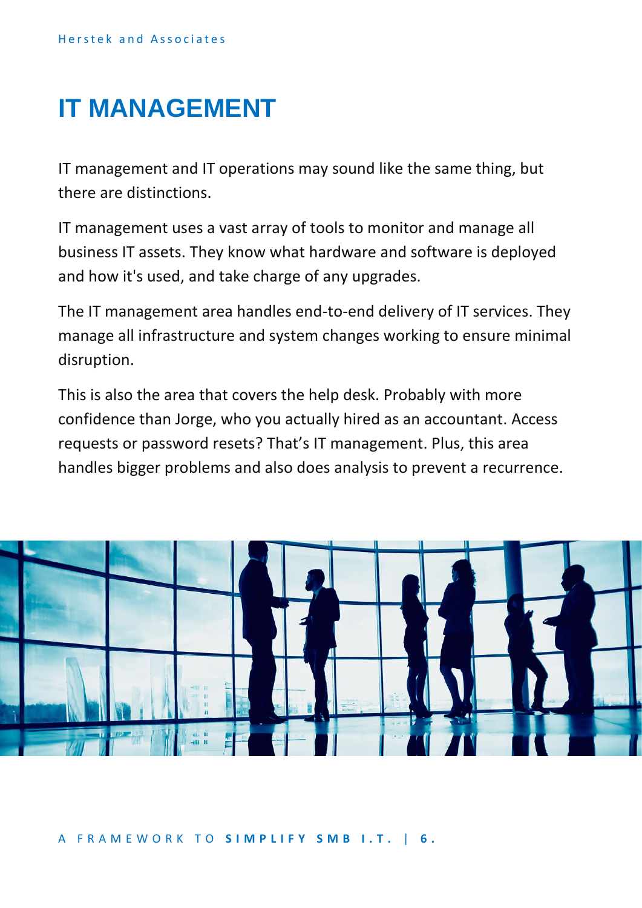# IT MANAGEMENT

IT management and IT operations may sound like the same thing, but there are distinctions.

IT management uses a vast array of tools to monitor and manage all business IT assets. They know what hardware and software is deployed and how it's used, and take charge of any upgrades.

The IT management area handles end-to-end delivery of IT services. They manage all infrastructure and system changes working to ensure minimal disruption.

This is also the area that covers the help desk. Probably with more confidence than Jorge, who you actually hired as an accountant. Access requests or password resets? That's IT management. Plus, this area handles bigger problems and also does analysis to prevent a recurrence.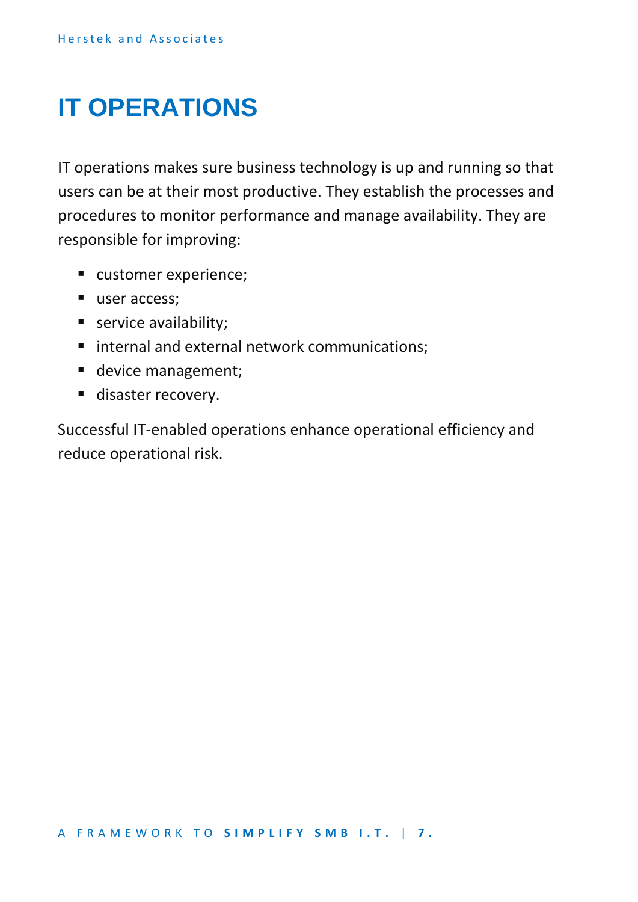# IT OPERATIONS

IT operations makes sure business technology is up and running so that users can be at their most productive. They establish the processes and procedures to monitor performance and manage availability. They are responsible for improving:

- customer experience;
- user access;
- service availability;
- internal and external network communications;
- device management;
- disaster recovery.

Successful IT-enabled operations enhance operational efficiency and reduce operational risk.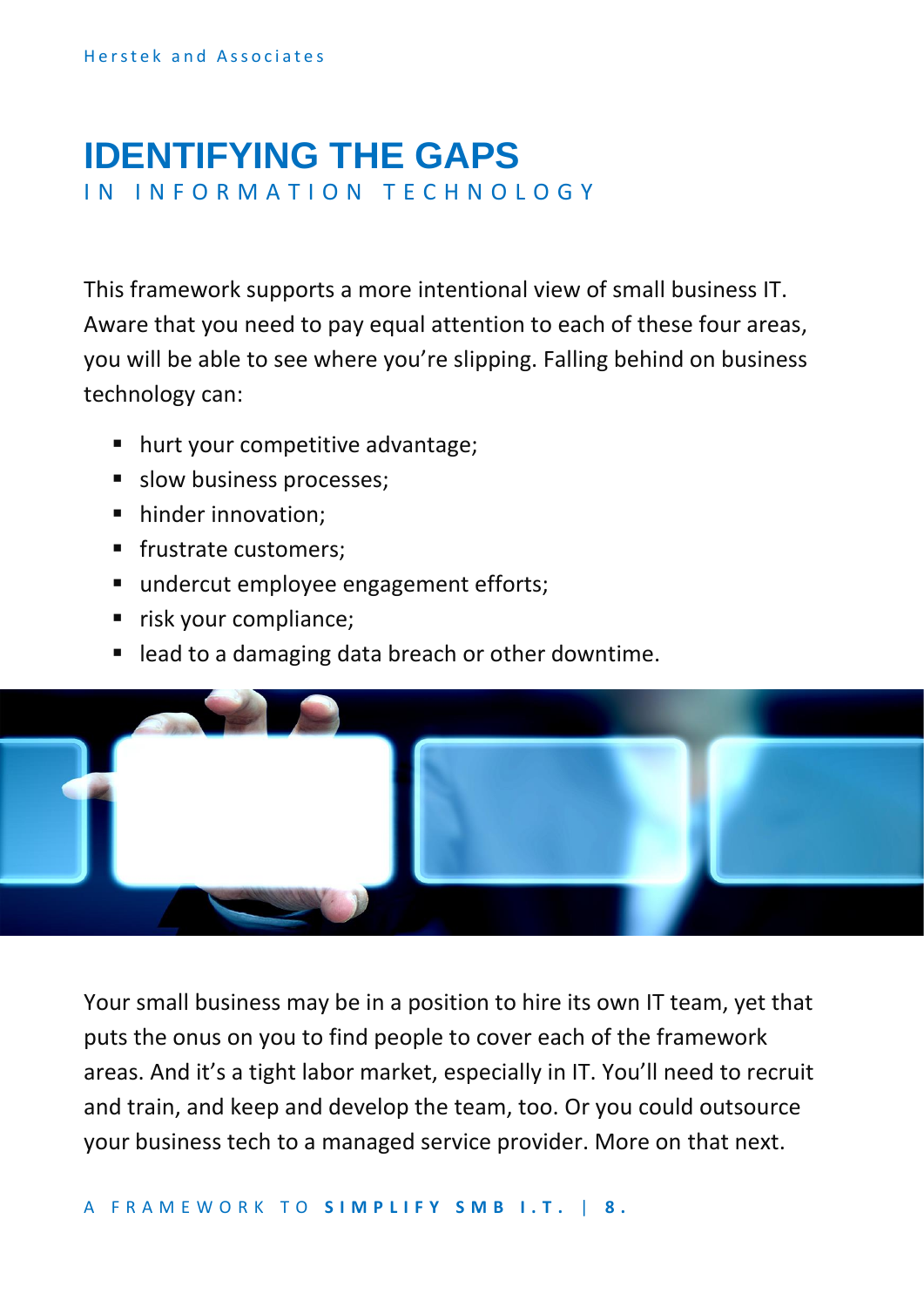# IDENTIFYING THE GAPS

## IN INFORMATION TECHNOLOGY

This framework supports a more intentional view of small business IT. Aware that you need to pay equal attention to each of these four areas, you will be able to see where you're slipping. Falling behind on business technology can:

- hurt your competitive advantage;
- slow business processes;
- hinder innovation;
- frustrate customers;
- undercut employee engagement efforts;
- risk your compliance;
- lead to a damaging data breach or other downtime.

Your small business may be in a position to hire its own IT team, yet that puts the onus on you to find people to cover each of the framework areas. And it's a tight labor market, especially in IT. You'll need to recruit and train, and keep and develop the team, too. Or you could outsource your business tech to a managed service provider. More on that next.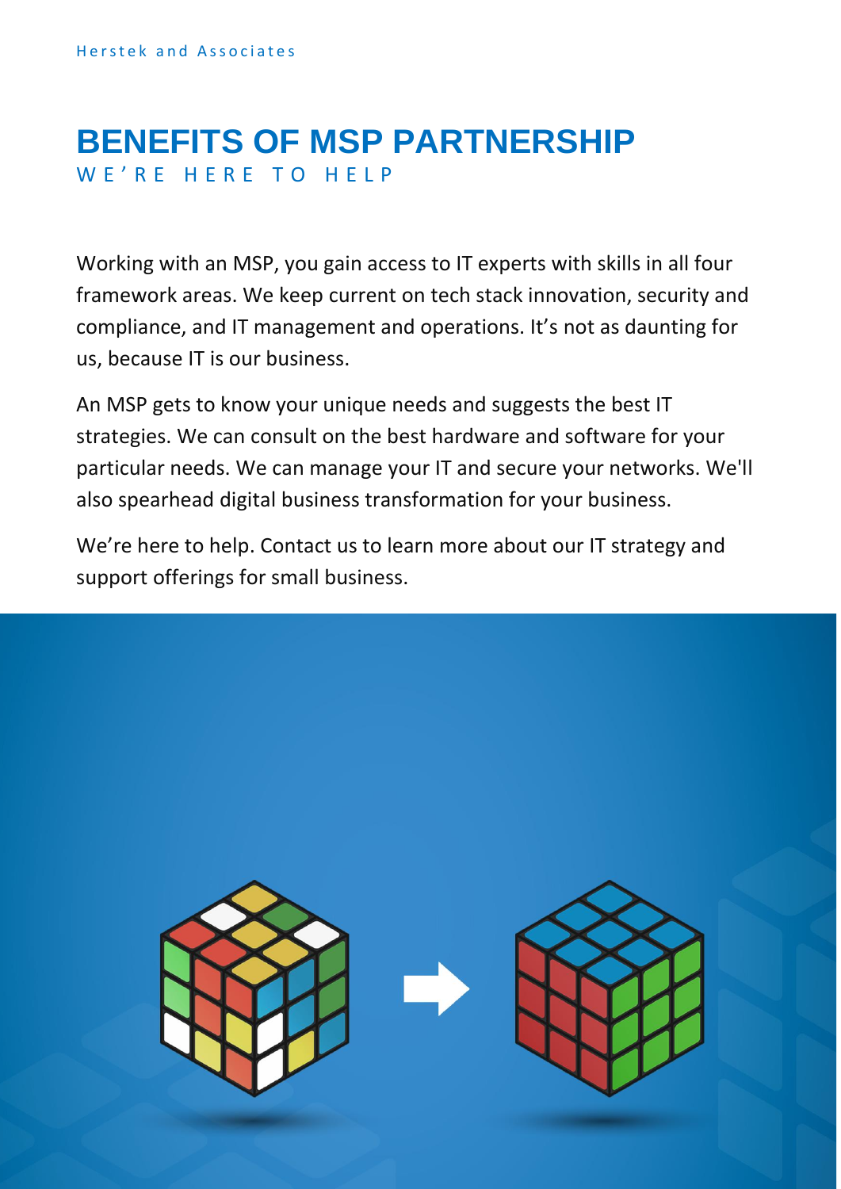# BENEFITS OF MSP PARTNERSHIP

WE'RE HERE TO HELP

Working with an MSP, you gain access to IT experts with skills in all four framework areas. We keep current on tech stack innovation, security and compliance, and IT management and operations. It's not as daunting for us, because IT is our business.

An MSP gets to know your unique needs and suggests the best IT strategies. We can consult on the best hardware and software for your particular needs. We can manage your IT and secure your networks. We'll also spearhead digital business transformation for your business.

We're here to help. Contact us to learn more about our IT strategy and support offerings for small business.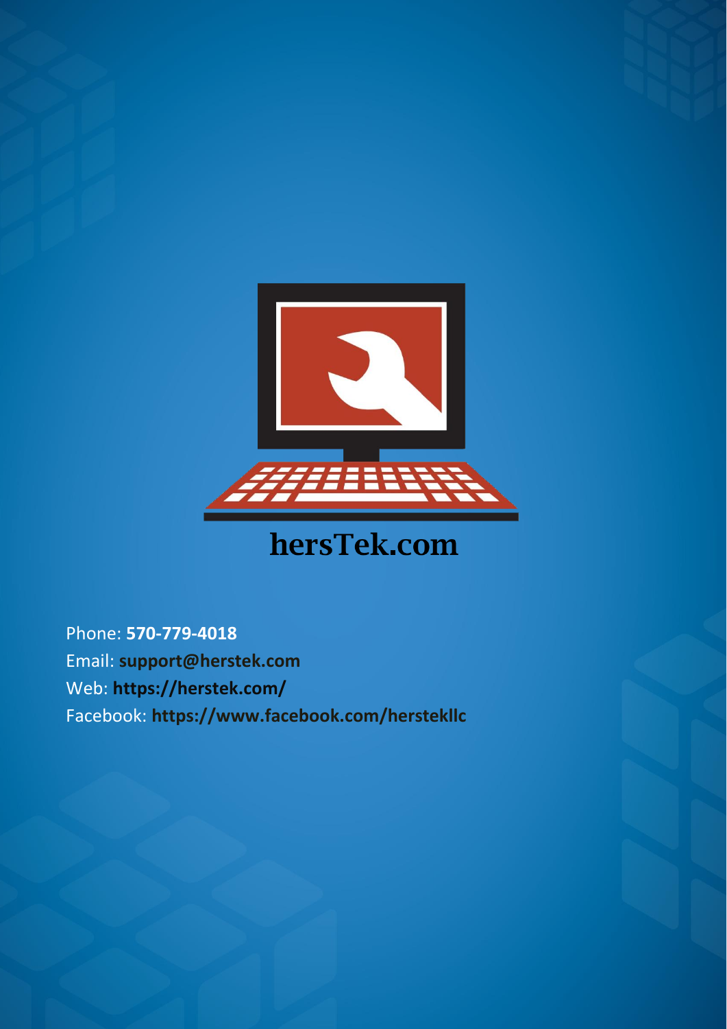hersTek.com

Phone: **570-779-4018**
Email: **support@herstek.com**
Web: **https://herstek.com/**
Facebook: **https://www.facebook.com/herstekllc**